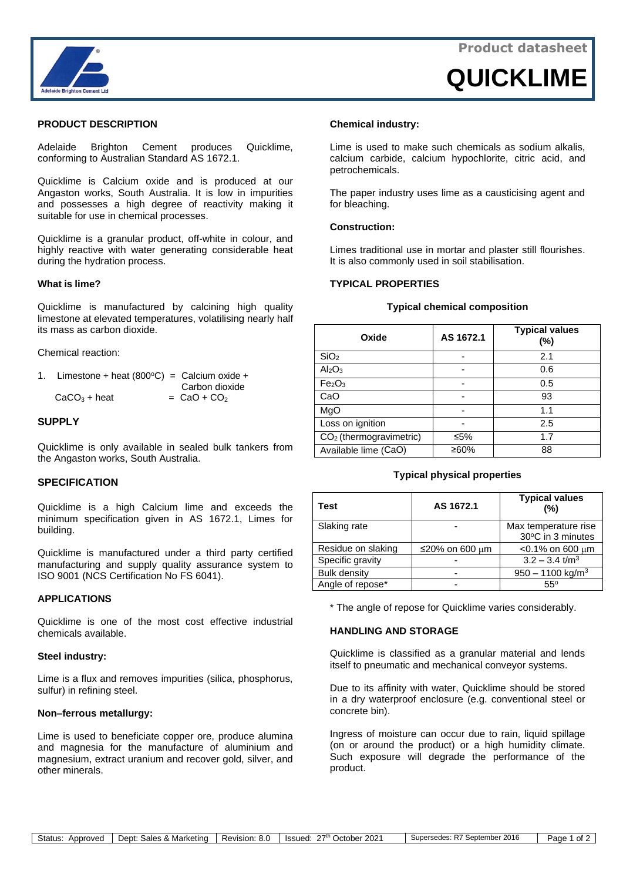Product datasheet

# QUICKLIME

## PRODUCT DESCRIPTION

Adelaide Brighton Cement produces Quicklime, conforming to Australian Standard AS 1672.1.

Quicklime is Calcium oxide and is produced at our Angaston works, South Australia. It is low in impurities and possesses a high degree of reactivity making it suitable for use in chemical processes.

Quicklime is a granular product, off-white in colour, and highly reactive with water generating considerable heat during the hydration process.

### What is lime?

Quicklime is manufactured by calcining high quality limestone at elevated temperatures, volatilising nearly half its mass as carbon dioxide.

Chemical reaction:

1. Limestone + heat (800°C) = Calcium oxide + Carbon dioxide
   $CaCO_3$ + heat = $CaO + CO_2$

## SUPPLY

Quicklime is only available in sealed bulk tankers from the Angaston works, South Australia.

## SPECIFICATION

Quicklime is a high Calcium lime and exceeds the minimum specification given in AS 1672.1, Limes for building.

Quicklime is manufactured under a third party certified manufacturing and supply quality assurance system to ISO 9001 (NCS Certification No FS 6041).

## APPLICATIONS

Quicklime is one of the most cost effective industrial chemicals available.

### Steel industry:

Lime is a flux and removes impurities (silica, phosphorus, sulfur) in refining steel.

### Non–ferrous metallurgy:

Lime is used to beneficiate copper ore, produce alumina and magnesia for the manufacture of aluminium and magnesium, extract uranium and recover gold, silver, and other minerals.

### Chemical industry:

Lime is used to make such chemicals as sodium alkalis, calcium carbide, calcium hypochlorite, citric acid, and petrochemicals.

The paper industry uses lime as a causticising agent and for bleaching.

### Construction:

Limes traditional use in mortar and plaster still flourishes. It is also commonly used in soil stabilisation.

## TYPICAL PROPERTIES

**Typical chemical composition**

| Oxide | AS 1672.1 | Typical values (%) |
|---|---|---|
| $SiO_2$ | - | 2.1 |
| $Al_2O_3$ | - | 0.6 |
| $Fe_2O_3$ | - | 0.5 |
| CaO | - | 93 |
| MgO | - | 1.1 |
| Loss on ignition | - | 2.5 |
| $CO_2$ (thermogravimetric) | ≤5% | 1.7 |
| Available lime (CaO) | ≥60% | 88 |

**Typical physical properties**

| Test | AS 1672.1 | Typical values (%) |
|---|---|---|
| Slaking rate | - | Max temperature rise 30°C in 3 minutes |
| Residue on slaking | ≤20% on 600 μm | <0.1% on 600 μm |
| Specific gravity | - | 3.2 – 3.4 t/m³ |
| Bulk density | - | 950 – 1100 kg/m³ |
| Angle of repose* | - | 55° |

\* The angle of repose for Quicklime varies considerably.

## HANDLING AND STORAGE

Quicklime is classified as a granular material and lends itself to pneumatic and mechanical conveyor systems.

Due to its affinity with water, Quicklime should be stored in a dry waterproof enclosure (e.g. conventional steel or concrete bin).

Ingress of moisture can occur due to rain, liquid spillage (on or around the product) or a high humidity climate. Such exposure will degrade the performance of the product.

| Status: Approved | Dept: Sales & Marketing | Revision: 8.0 | Issued: 27th October 2021 | Supersedes: R7 September 2016 |
|---|---|---|---|---|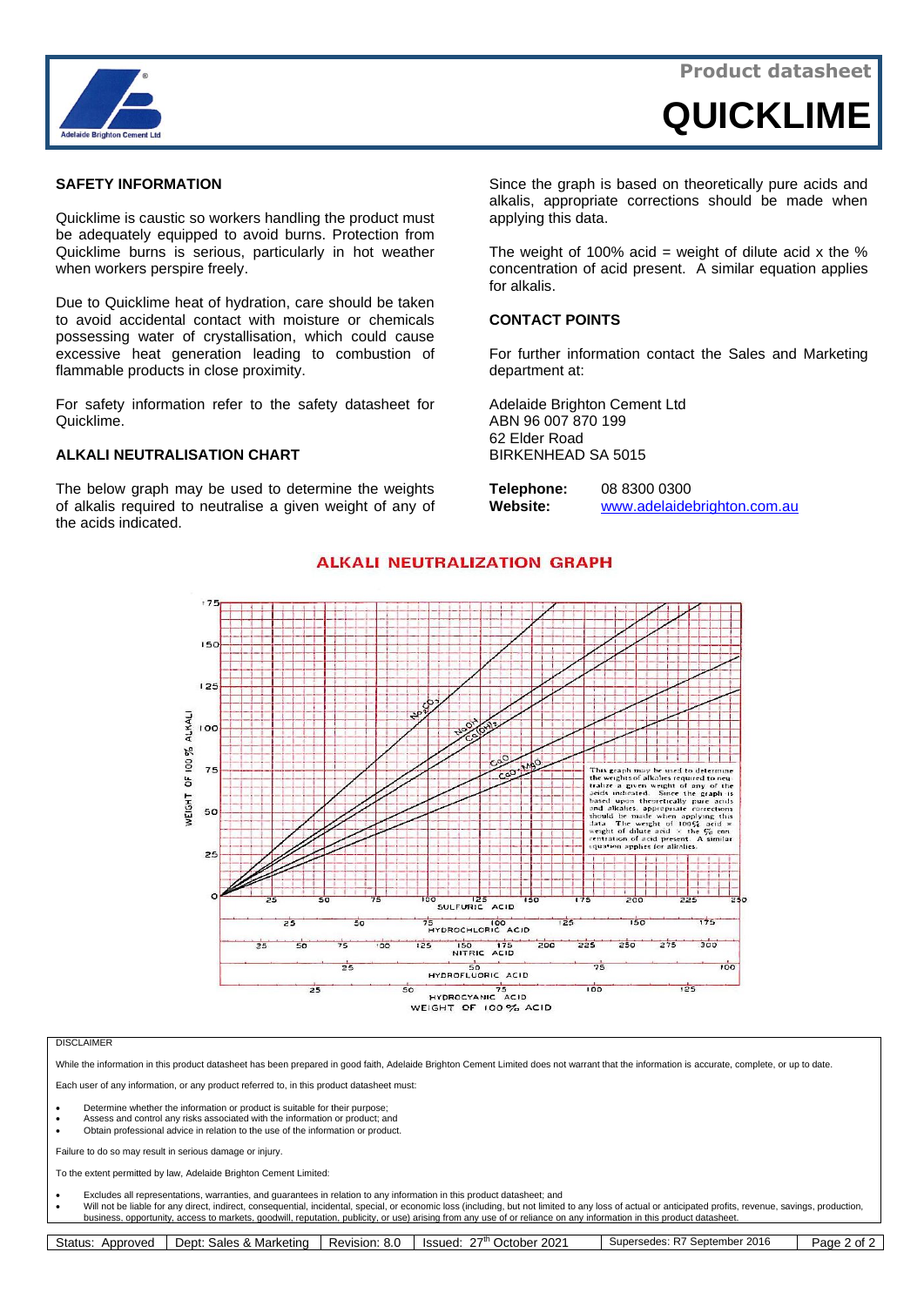Product datasheet

# QUICKLIME

## SAFETY INFORMATION

Quicklime is caustic so workers handling the product must be adequately equipped to avoid burns. Protection from Quicklime burns is serious, particularly in hot weather when workers perspire freely.

Due to Quicklime heat of hydration, care should be taken to avoid accidental contact with moisture or chemicals possessing water of crystallisation, which could cause excessive heat generation leading to combustion of flammable products in close proximity.

For safety information refer to the safety datasheet for Quicklime.

## ALKALI NEUTRALISATION CHART

The below graph may be used to determine the weights of alkalis required to neutralise a given weight of any of the acids indicated.

Since the graph is based on theoretically pure acids and alkalis, appropriate corrections should be made when applying this data.

The weight of 100% acid = weight of dilute acid x the % concentration of acid present. A similar equation applies for alkalis.

## CONTACT POINTS

For further information contact the Sales and Marketing department at:

Adelaide Brighton Cement Ltd
ABN 96 007 870 199
62 Elder Road
BIRKENHEAD SA 5015

**Telephone:** 08 8300 0300
**Website:** www.adelaidebrighton.com.au

ALKALI NEUTRALIZATION GRAPH

WEIGHT OF 100% ALKALI

175
150
125
100
75
50
25
0

$Na_2CO_3$
NaOH
$Ca(OH)_2$
CaO
CaO · MgO

This graph may be used to determine the weights of alkalies required to neutralize a given weight of any of the acids indicated. Since the graph is based upon theoretically pure acids and alkalies, appropriate corrections should be made when applying this data. The weight of 100% acid = weight of dilute acid × the % concentration of acid present. A similar equation applies for alkalies.

SULFURIC ACID: 25 50 75 100 125 150 175 200 225 250
HYDROCHLORIC ACID: 25 50 75 100 125 150 175
NITRIC ACID: 25 50 75 100 125 150 175 200 225 250 275 300
HYDROFLUORIC ACID: 25 50 75 100
HYDROCYANIC ACID: 25 50 75 100 125

WEIGHT OF 100% ACID

DISCLAIMER

While the information in this product datasheet has been prepared in good faith, Adelaide Brighton Cement Limited does not warrant that the information is accurate, complete, or up to date.

Each user of any information, or any product referred to, in this product datasheet must:

- Determine whether the information or product is suitable for their purpose;
- Assess and control any risks associated with the information or product; and
- Obtain professional advice in relation to the use of the information or product.

Failure to do so may result in serious damage or injury.

To the extent permitted by law, Adelaide Brighton Cement Limited:

- Excludes all representations, warranties, and guarantees in relation to any information in this product datasheet; and
- Will not be liable for any direct, indirect, consequential, incidental, special, or economic loss (including, but not limited to any loss of actual or anticipated profits, revenue, savings, production, business, opportunity, access to markets, goodwill, reputation, publicity, or use) arising from any use of or reliance on any information in this product datasheet.

| | | | | | |
|---|---|---|---|---|---|
| Status: Approved | Dept: Sales & Marketing | Revision: 8.0 | Issued: 27th October 2021 | Supersedes: R7 September 2016 | Page 2 of 2 |